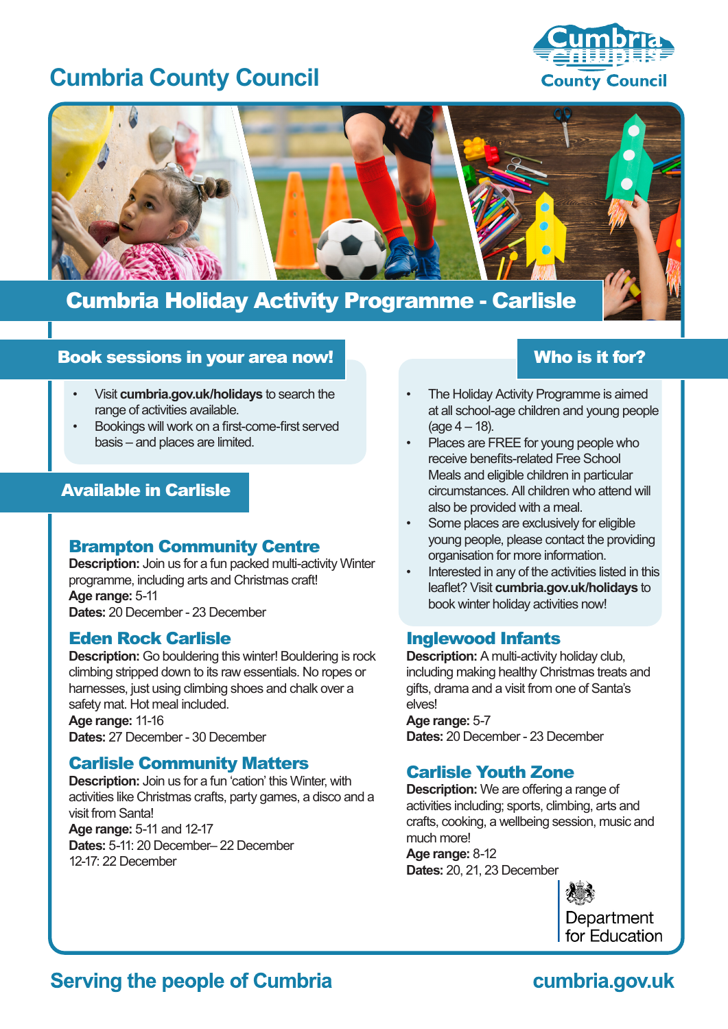# Cumbria County Council

Cumbria County Council

## Cumbria Holiday Activity Programme - Carlisle

### Book sessions in your area now!

- Visit **cumbria.gov.uk/holidays** to search the range of activities available.
- Bookings will work on a first-come-first served basis – and places are limited.

### Who is it for?

- The Holiday Activity Programme is aimed at all school-age children and young people (age 4 – 18).
- Places are FREE for young people who receive benefits-related Free School Meals and eligible children in particular circumstances. All children who attend will also be provided with a meal.
- Some places are exclusively for eligible young people, please contact the providing organisation for more information.
- Interested in any of the activities listed in this leaflet? Visit **cumbria.gov.uk/holidays** to book winter holiday activities now!

### Available in Carlisle

#### Brampton Community Centre

**Description:** Join us for a fun packed multi-activity Winter programme, including arts and Christmas craft!
**Age range:** 5-11
**Dates:** 20 December - 23 December

#### Eden Rock Carlisle

**Description:** Go bouldering this winter! Bouldering is rock climbing stripped down to its raw essentials. No ropes or harnesses, just using climbing shoes and chalk over a safety mat. Hot meal included.
**Age range:** 11-16
**Dates:** 27 December - 30 December

#### Carlisle Community Matters

**Description:** Join us for a fun 'cation' this Winter, with activities like Christmas crafts, party games, a disco and a visit from Santa!
**Age range:** 5-11 and 12-17
**Dates:** 5-11: 20 December– 22 December
12-17: 22 December

#### Inglewood Infants

**Description:** A multi-activity holiday club, including making healthy Christmas treats and gifts, drama and a visit from one of Santa's elves!
**Age range:** 5-7
**Dates:** 20 December - 23 December

#### Carlisle Youth Zone

**Description:** We are offering a range of activities including; sports, climbing, arts and crafts, cooking, a wellbeing session, music and much more!
**Age range:** 8-12
**Dates:** 20, 21, 23 December

Department for Education

Serving the people of Cumbria

cumbria.gov.uk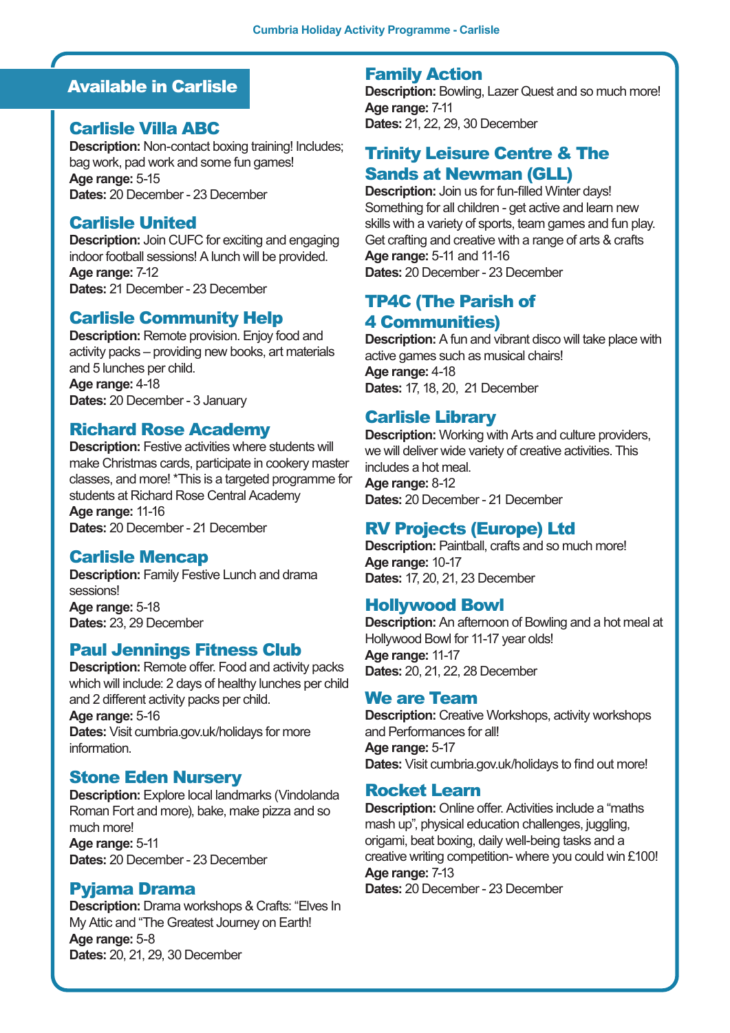## Available in Carlisle

### Carlisle Villa ABC

**Description:** Non-contact boxing training! Includes; bag work, pad work and some fun games!
**Age range:** 5-15
**Dates:** 20 December - 23 December

### Carlisle United

**Description:** Join CUFC for exciting and engaging indoor football sessions! A lunch will be provided.
**Age range:** 7-12
**Dates:** 21 December - 23 December

### Carlisle Community Help

**Description:** Remote provision. Enjoy food and activity packs – providing new books, art materials and 5 lunches per child.
**Age range:** 4-18
**Dates:** 20 December - 3 January

### Richard Rose Academy

**Description:** Festive activities where students will make Christmas cards, participate in cookery master classes, and more! *This is a targeted programme for students at Richard Rose Central Academy
**Age range:** 11-16
**Dates:** 20 December - 21 December

### Carlisle Mencap

**Description:** Family Festive Lunch and drama sessions!
**Age range:** 5-18
**Dates:** 23, 29 December

### Paul Jennings Fitness Club

**Description:** Remote offer. Food and activity packs which will include: 2 days of healthy lunches per child and 2 different activity packs per child.
**Age range:** 5-16
**Dates:** Visit cumbria.gov.uk/holidays for more information.

### Stone Eden Nursery

**Description:** Explore local landmarks (Vindolanda Roman Fort and more), bake, make pizza and so much more!
**Age range:** 5-11
**Dates:** 20 December - 23 December

### Pyjama Drama

**Description:** Drama workshops & Crafts: "Elves In My Attic and "The Greatest Journey on Earth!
**Age range:** 5-8
**Dates:** 20, 21, 29, 30 December

### Family Action

**Description:** Bowling, Lazer Quest and so much more!
**Age range:** 7-11
**Dates:** 21, 22, 29, 30 December

### Trinity Leisure Centre & The Sands at Newman (GLL)

**Description:** Join us for fun-filled Winter days! Something for all children - get active and learn new skills with a variety of sports, team games and fun play. Get crafting and creative with a range of arts & crafts
**Age range:** 5-11 and 11-16
**Dates:** 20 December - 23 December

### TP4C (The Parish of 4 Communities)

**Description:** A fun and vibrant disco will take place with active games such as musical chairs!
**Age range:** 4-18
**Dates:** 17, 18, 20, 21 December

### Carlisle Library

**Description:** Working with Arts and culture providers, we will deliver wide variety of creative activities. This includes a hot meal.
**Age range:** 8-12
**Dates:** 20 December - 21 December

### RV Projects (Europe) Ltd

**Description:** Paintball, crafts and so much more!
**Age range:** 10-17
**Dates:** 17, 20, 21, 23 December

### Hollywood Bowl

**Description:** An afternoon of Bowling and a hot meal at Hollywood Bowl for 11-17 year olds!
**Age range:** 11-17
**Dates:** 20, 21, 22, 28 December

### We are Team

**Description:** Creative Workshops, activity workshops and Performances for all!
**Age range:** 5-17
**Dates:** Visit cumbria.gov.uk/holidays to find out more!

### Rocket Learn

**Description:** Online offer. Activities include a "maths mash up", physical education challenges, juggling, origami, beat boxing, daily well-being tasks and a creative writing competition- where you could win £100!
**Age range:** 7-13
**Dates:** 20 December - 23 December